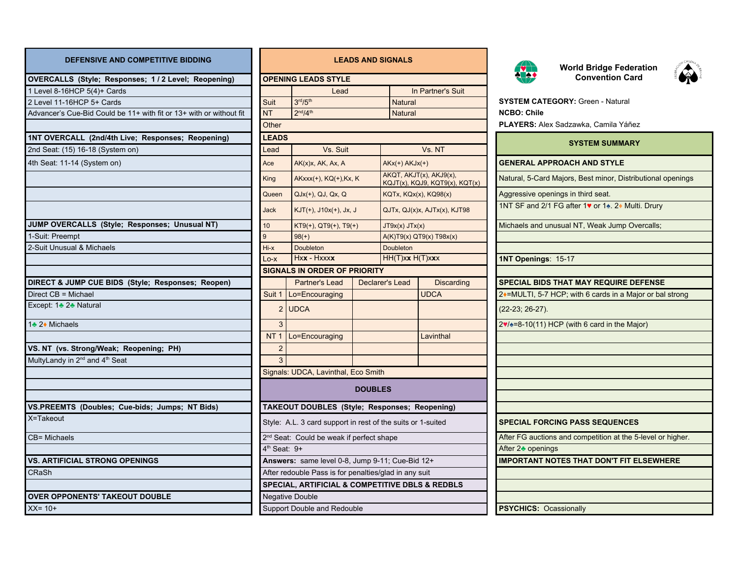# World Bridge Federation Convention Card

**SYSTEM CATEGORY:** Green - Natural

**NCBO:** Chile

**PLAYERS:** Alex Sadzawka, Camila Yáñez

## DEFENSIVE AND COMPETITIVE BIDDING

### OVERCALLS (Style; Responses; 1 / 2 Level; Reopening)

1 Level 8-16HCP 5(4)+ Cards

2 Level 11-16HCP 5+ Cards

Advancer's Cue-Bid Could be 11+ with fit or 13+ with or without fit

### 1NT OVERCALL (2nd/4th Live; Responses; Reopening)

2nd Seat: (15) 16-18 (System on)

4th Seat: 11-14 (System on)

### JUMP OVERCALLS (Style; Responses; Unusual NT)

1-Suit: Preempt

2-Suit Unusual & Michaels

### DIRECT & JUMP CUE BIDS (Style; Responses; Reopen)

Direct CB = Michael

Except: 1♣ 2♣ Natural

1♣ 2♦ Michaels

### VS. NT (vs. Strong/Weak; Reopening; PH)

MultyLandy in 2nd and 4th Seat

### VS.PREEMTS (Doubles; Cue-bids; Jumps; NT Bids)

X=Takeout

CB= Michaels

### VS. ARTIFICIAL STRONG OPENINGS

CRaSh

### OVER OPPONENTS' TAKEOUT DOUBLE

XX= 10+

## LEADS AND SIGNALS

### OPENING LEADS STYLE

| | Lead | In Partner's Suit |
|---|---|---|
| Suit | 3rd/5th | Natural |
| NT | 2nd/4th | Natural |
| Other | | |

### LEADS

| Lead | Vs. Suit | Vs. NT |
|---|---|---|
| Ace | AK(x)x, AK, Ax, A | AKx(+) AKJx(+) |
| King | AKxx(+), KQ(+),Kx, K | AKQT, AKJT(x), AKJ9(x), KQJT(x), KQJ9, KQT9(x), KQT(x) |
| Queen | QJx(+), QJ, Qx, Q | KQTx, KQx(x), KQ98(x) |
| Jack | KJT(+), J10x(+), Jx, J | QJTx, QJ(x)x, AJTx(x), KJT98 |
| 10 | KT9(+), QT9(+), T9(+) | JT9x(x) JTx(x) |
| 9 | 98(+) | A(K)T9(x) QT9(x) T98x(x) |
| Hi-x | Doubleton | Doubleton |
| Lo-x | Hx**x** - Hxxx**x** | HH(T)x**x** H(T)x**x** |

### SIGNALS IN ORDER OF PRIORITY

| | | Partner's Lead | Declarer's Lead | Discarding |
|---|---|---|---|---|
| Suit | 1 | Lo=Encouraging | | UDCA |
| | 2 | UDCA | | |
| | 3 | | | |
| NT | 1 | Lo=Encouraging | | Lavinthal |
| | 2 | | | |
| | 3 | | | |

Signals: UDCA, Lavinthal, Eco Smith

## DOUBLES

### TAKEOUT DOUBLES (Style; Responses; Reopening)

Style: A.L. 3 card support in rest of the suits or 1-suited

2nd Seat: Could be weak if perfect shape

4th Seat: 9+

**Answers:** same level 0-8, Jump 9-11; Cue-Bid 12+

After redouble Pass is for penalties/glad in any suit

### SPECIAL, ARTIFICIAL & COMPETITIVE DBLS & REDBLS

Negative Double

Support Double and Redouble

## SYSTEM SUMMARY

### GENERAL APPROACH AND STYLE

Natural, 5-Card Majors, Best minor, Distributional openings

Aggressive openings in third seat.

1NT SF and 2/1 FG after 1♥ or 1♠. 2♦ Multi. Drury

Michaels and unusual NT, Weak Jump Overcalls;

**1NT Openings**: 15-17

### SPECIAL BIDS THAT MAY REQUIRE DEFENSE

2♦=MULTI, 5-7 HCP; with 6 cards in a Major or bal strong

(22-23; 26-27).

2♥/♠=8-10(11) HCP (with 6 card in the Major)

### SPECIAL FORCING PASS SEQUENCES

After FG auctions and competition at the 5-level or higher.

After 2♣ openings

### IMPORTANT NOTES THAT DON'T FIT ELSEWHERE

**PSYCHICS:** Ocassionally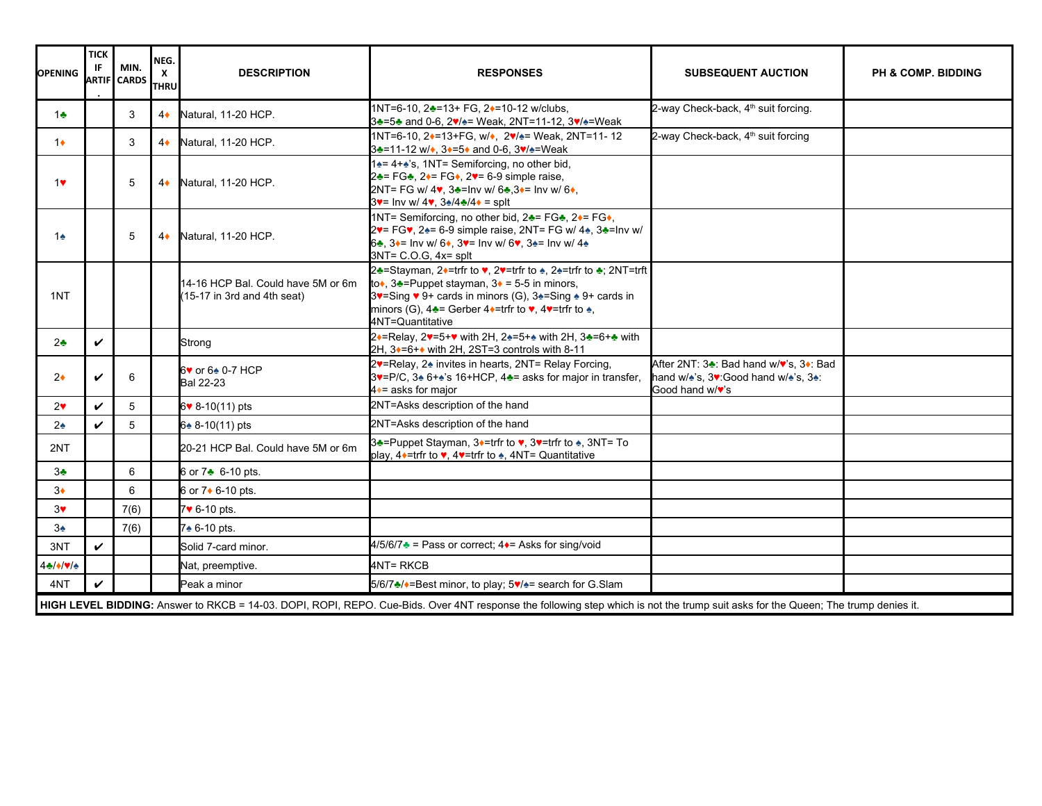| OPENING | TICK IF ARTIF. | MIN. CARDS | NEG. X THRU | DESCRIPTION | RESPONSES | SUBSEQUENT AUCTION | PH & COMP. BIDDING |
|---|---|---|---|---|---|---|---|
| 1♣ | | 3 | 4♦ | Natural, 11-20 HCP. | 1NT=6-10, 2♣=13+ FG, 2♦=10-12 w/clubs, 3♣=5♣ and 0-6, 2♥/♠= Weak, 2NT=11-12, 3♥/♠=Weak | 2-way Check-back, 4th suit forcing. | |
| 1♦ | | 3 | 4♦ | Natural, 11-20 HCP. | 1NT=6-10, 2♦=13+FG, w/♦, 2♥/♠= Weak, 2NT=11- 12 3♣=11-12 w/♦, 3♦=5♦ and 0-6, 3♥/♠=Weak | 2-way Check-back, 4th suit forcing | |
| 1♥ | | 5 | 4♦ | Natural, 11-20 HCP. | 1♠= 4+♠'s, 1NT= Semiforcing, no other bid, 2♣= FG♣, 2♦= FG♦, 2♥= 6-9 simple raise, 2NT= FG w/ 4♥, 3♣=Inv w/ 6♣,3♦= Inv w/ 6♦, 3♥= Inv w/ 4♥, 3♠/4♣/4♦ = splt | | |
| 1♠ | | 5 | 4♦ | Natural, 11-20 HCP. | 1NT= Semiforcing, no other bid, 2♣= FG♣, 2♦= FG♦, 2♥= FG♥, 2♠= 6-9 simple raise, 2NT= FG w/ 4♠, 3♣=Inv w/ 6♣, 3♦= Inv w/ 6♦, 3♥= Inv w/ 6♥, 3♠= Inv w/ 4♠ 3NT= C.O.G, 4x= splt | | |
| 1NT | | | | 14-16 HCP Bal. Could have 5M or 6m (15-17 in 3rd and 4th seat) | 2♣=Stayman, 2♦=trfr to ♥, 2♥=trfr to ♠, 2♠=trfr to ♣; 2NT=trft to♦, 3♣=Puppet stayman, 3♦ = 5-5 in minors, 3♥=Sing ♥ 9+ cards in minors (G), 3♠=Sing ♠ 9+ cards in minors (G), 4♣= Gerber 4♦=trfr to ♥, 4♥=trfr to ♠, 4NT=Quantitative | | |
| 2♣ | ✔ | | | Strong | 2♦=Relay, 2♥=5+♥ with 2H, 2♠=5+♠ with 2H, 3♣=6+♣ with 2H, 3♦=6+♦ with 2H, 2ST=3 controls with 8-11 | | |
| 2♦ | ✔ | 6 | | 6♥ or 6♠ 0-7 HCP Bal 22-23 | 2♥=Relay, 2♠ invites in hearts, 2NT= Relay Forcing, 3♥=P/C, 3♠ 6+♠'s 16+HCP, 4♣= asks for major in transfer, 4♦= asks for major | After 2NT: 3♣: Bad hand w/♥'s, 3♦: Bad hand w/♠'s, 3♥:Good hand w/♠'s, 3♠: Good hand w/♥'s | |
| 2♥ | ✔ | 5 | | 6♥ 8-10(11) pts | 2NT=Asks description of the hand | | |
| 2♠ | ✔ | 5 | | 6♠ 8-10(11) pts | 2NT=Asks description of the hand | | |
| 2NT | | | | 20-21 HCP Bal. Could have 5M or 6m | 3♣=Puppet Stayman, 3♦=trfr to ♥, 3♥=trfr to ♠, 3NT= To play, 4♦=trfr to ♥, 4♥=trfr to ♠, 4NT= Quantitative | | |
| 3♣ | | 6 | | 6 or 7♣ 6-10 pts. | | | |
| 3♦ | | 6 | | 6 or 7♦ 6-10 pts. | | | |
| 3♥ | | 7(6) | | 7♥ 6-10 pts. | | | |
| 3♠ | | 7(6) | | 7♠ 6-10 pts. | | | |
| 3NT | ✔ | | | Solid 7-card minor. | 4/5/6/7♣ = Pass or correct; 4♦= Asks for sing/void | | |
| 4♣/♦/♥/♠ | | | | Nat, preemptive. | 4NT= RKCB | | |
| 4NT | ✔ | | | Peak a minor | 5/6/7♣/♦=Best minor, to play; 5♥/♠= search for G.Slam | | |

**HIGH LEVEL BIDDING:** Answer to RKCB = 14-03. DOPI, ROPI, REPO. Cue-Bids. Over 4NT response the following step which is not the trump suit asks for the Queen; The trump denies it.